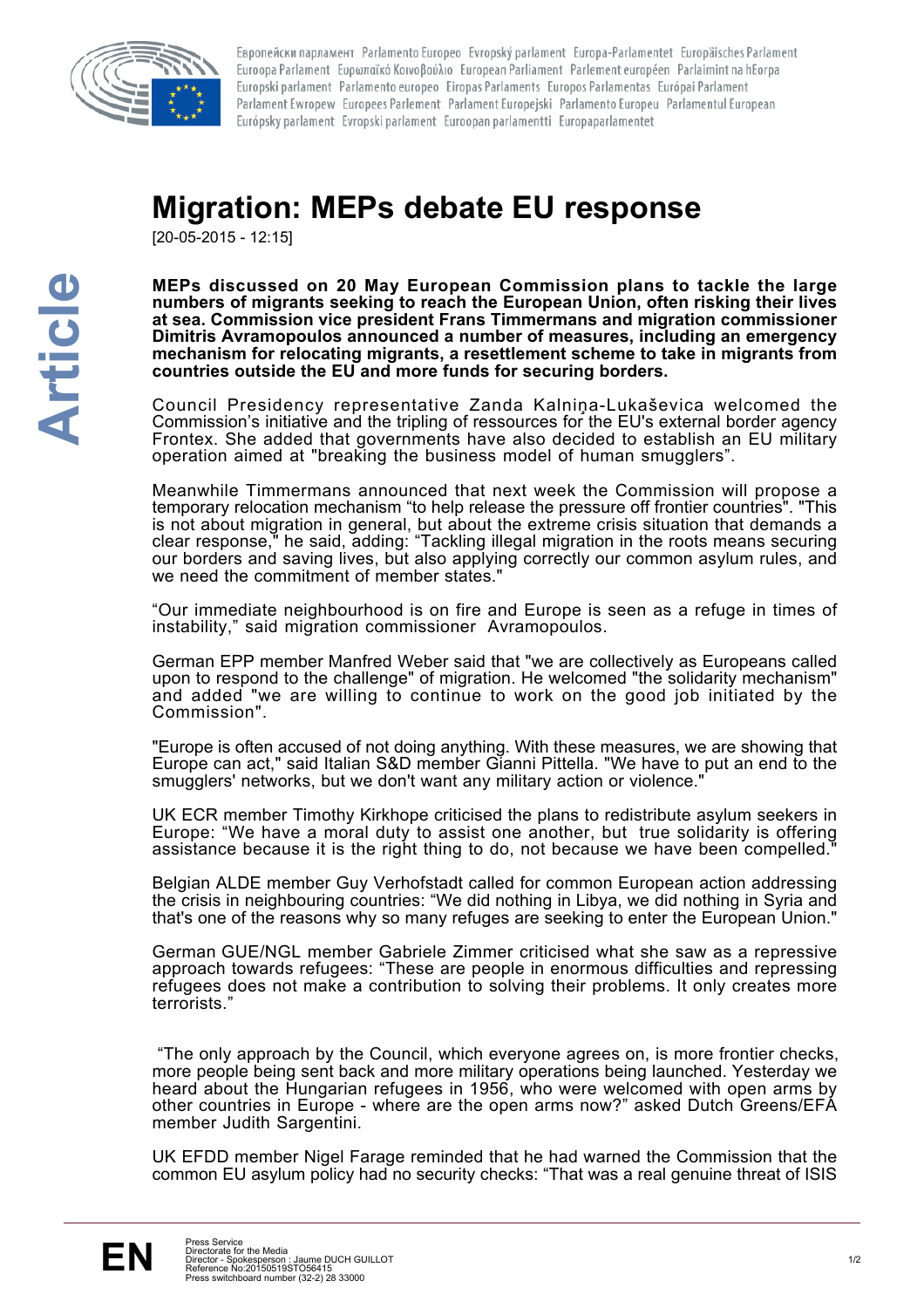# Migration: MEPs debate EU response

[20-05-2015 - 12:15]

**MEPs discussed on 20 May European Commission plans to tackle the large numbers of migrants seeking to reach the European Union, often risking their lives at sea. Commission vice president Frans Timmermans and migration commissioner Dimitris Avramopoulos announced a number of measures, including an emergency mechanism for relocating migrants, a resettlement scheme to take in migrants from countries outside the EU and more funds for securing borders.**

Council Presidency representative Zanda Kalniņa-Lukaševica welcomed the Commission's initiative and the tripling of ressources for the EU's external border agency Frontex. She added that governments have also decided to establish an EU military operation aimed at "breaking the business model of human smugglers".

Meanwhile Timmermans announced that next week the Commission will propose a temporary relocation mechanism "to help release the pressure off frontier countries". "This is not about migration in general, but about the extreme crisis situation that demands a clear response," he said, adding: "Tackling illegal migration in the roots means securing our borders and saving lives, but also applying correctly our common asylum rules, and we need the commitment of member states."

"Our immediate neighbourhood is on fire and Europe is seen as a refuge in times of instability," said migration commissioner Avramopoulos.

German EPP member Manfred Weber said that "we are collectively as Europeans called upon to respond to the challenge" of migration. He welcomed "the solidarity mechanism" and added "we are willing to continue to work on the good job initiated by the Commission".

"Europe is often accused of not doing anything. With these measures, we are showing that Europe can act," said Italian S&D member Gianni Pittella. "We have to put an end to the smugglers' networks, but we don't want any military action or violence."

UK ECR member Timothy Kirkhope criticised the plans to redistribute asylum seekers in Europe: "We have a moral duty to assist one another, but true solidarity is offering assistance because it is the right thing to do, not because we have been compelled."

Belgian ALDE member Guy Verhofstadt called for common European action addressing the crisis in neighbouring countries: "We did nothing in Libya, we did nothing in Syria and that's one of the reasons why so many refuges are seeking to enter the European Union."

German GUE/NGL member Gabriele Zimmer criticised what she saw as a repressive approach towards refugees: "These are people in enormous difficulties and repressing refugees does not make a contribution to solving their problems. It only creates more terrorists."

"The only approach by the Council, which everyone agrees on, is more frontier checks, more people being sent back and more military operations being launched. Yesterday we heard about the Hungarian refugees in 1956, who were welcomed with open arms by other countries in Europe - where are the open arms now?" asked Dutch Greens/EFA member Judith Sargentini.

UK EFDD member Nigel Farage reminded that he had warned the Commission that the common EU asylum policy had no security checks: "That was a real genuine threat of ISIS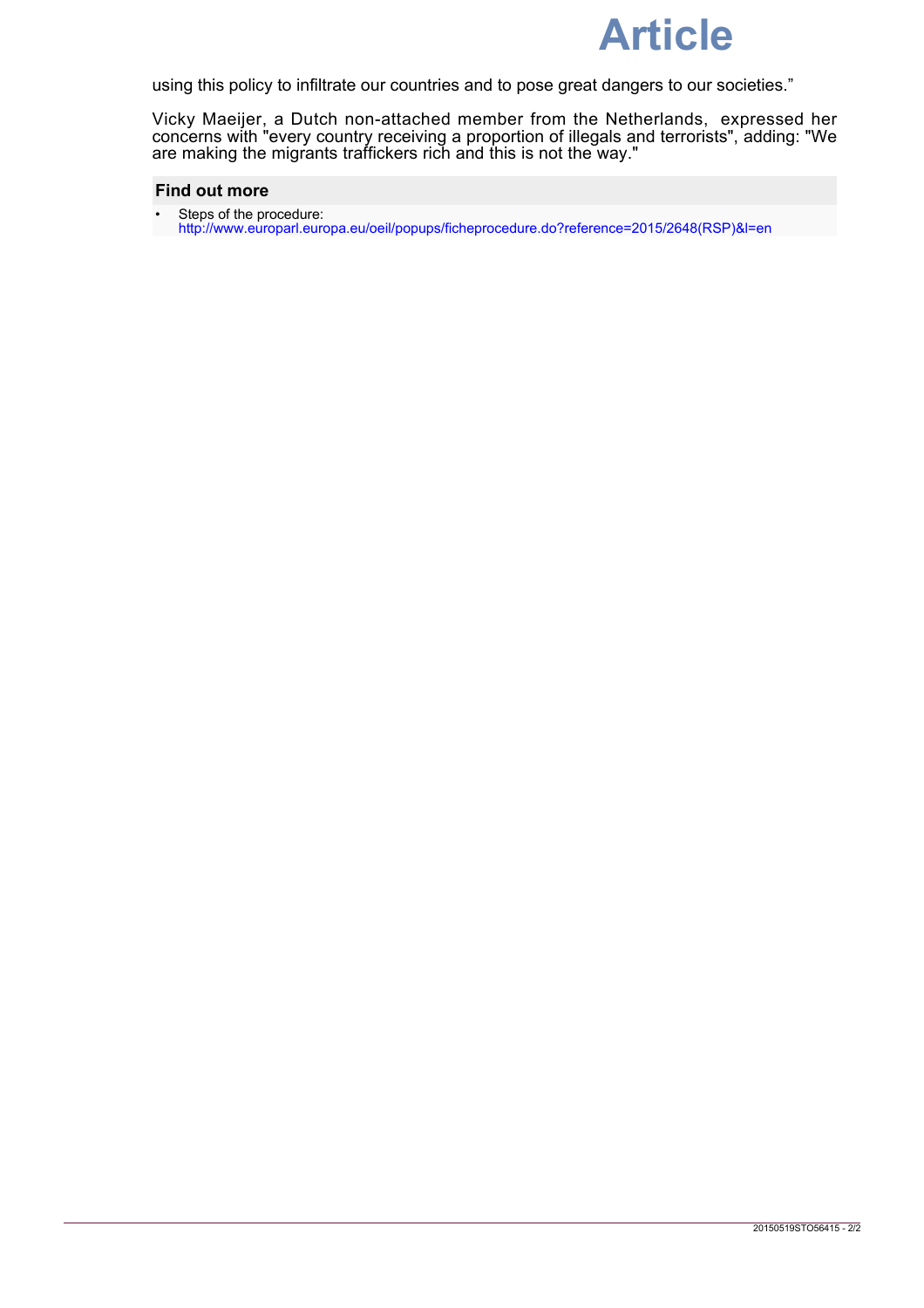using this policy to infiltrate our countries and to pose great dangers to our societies."

Vicky Maeijer, a Dutch non-attached member from the Netherlands, expressed her concerns with "every country receiving a proportion of illegals and terrorists", adding: "We are making the migrants traffickers rich and this is not the way."

## Find out more

- Steps of the procedure: http://www.europarl.europa.eu/oeil/popups/ficheprocedure.do?reference=2015/2648(RSP)&l=en